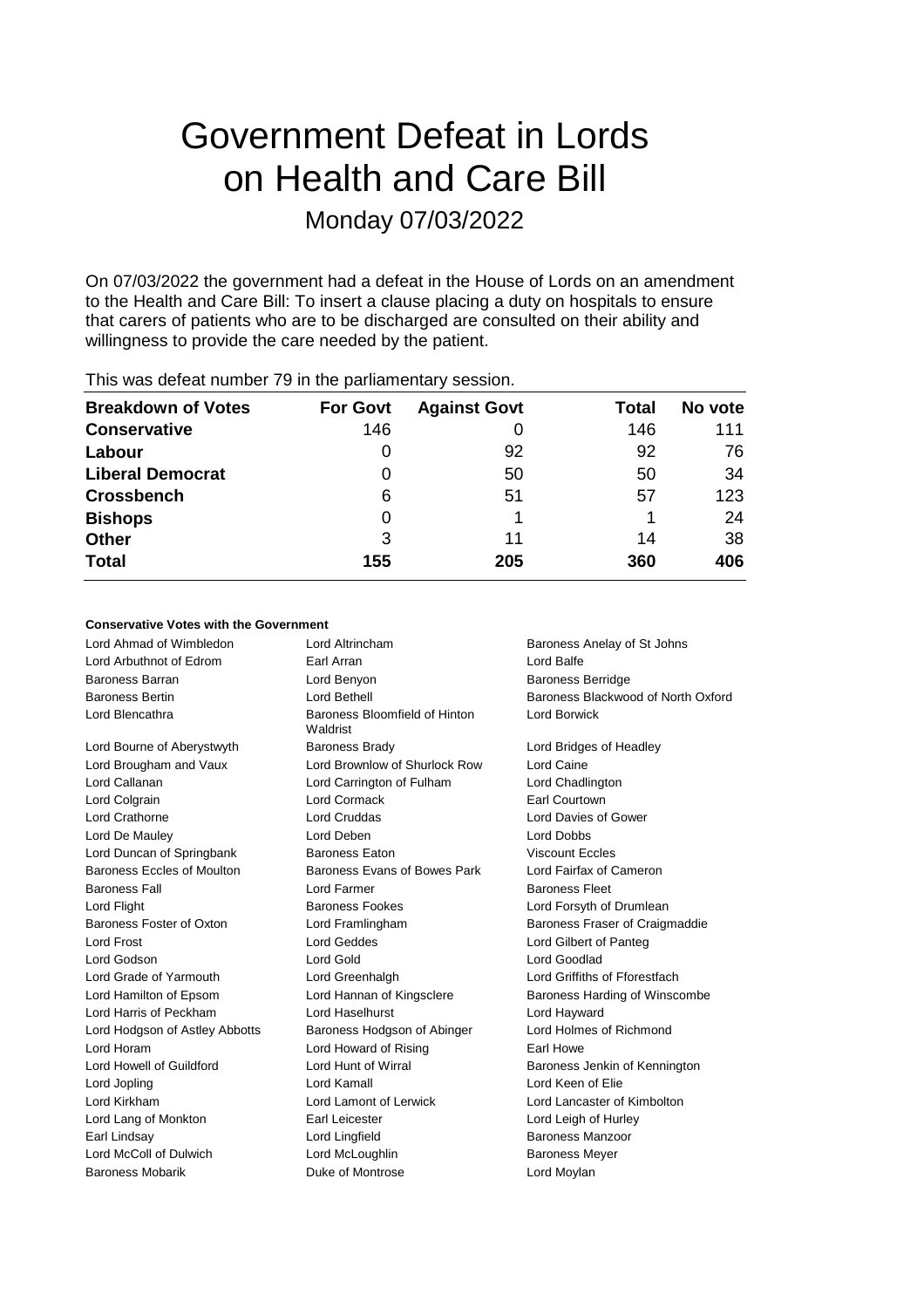# Government Defeat in Lords on Health and Care Bill

## Monday 07/03/2022

On 07/03/2022 the government had a defeat in the House of Lords on an amendment to the Health and Care Bill: To insert a clause placing a duty on hospitals to ensure that carers of patients who are to be discharged are consulted on their ability and willingness to provide the care needed by the patient.

This was defeat number 79 in the parliamentary session.

| Breakdown of Votes | For Govt | Against Govt | Total | No vote |
|---|---|---|---|---|
| **Conservative** | 146 | 0 | 146 | 111 |
| **Labour** | 0 | 92 | 92 | 76 |
| **Liberal Democrat** | 0 | 50 | 50 | 34 |
| **Crossbench** | 6 | 51 | 57 | 123 |
| **Bishops** | 0 | 1 | 1 | 24 |
| **Other** | 3 | 11 | 14 | 38 |
| **Total** | **155** | **205** | **360** | **406** |

**Conservative Votes with the Government**

Lord Ahmad of Wimbledon
Lord Altrincham
Baroness Anelay of St Johns
Lord Arbuthnot of Edrom
Earl Arran
Lord Balfe
Baroness Barran
Lord Benyon
Baroness Berridge
Baroness Bertin
Lord Bethell
Baroness Blackwood of North Oxford
Lord Blencathra
Baroness Bloomfield of Hinton Waldrist
Lord Borwick
Lord Bourne of Aberystwyth
Baroness Brady
Lord Bridges of Headley
Lord Brougham and Vaux
Lord Brownlow of Shurlock Row
Lord Caine
Lord Callanan
Lord Carrington of Fulham
Lord Chadlington
Lord Colgrain
Lord Cormack
Earl Courtown
Lord Crathorne
Lord Cruddas
Lord Davies of Gower
Lord De Mauley
Lord Deben
Lord Dobbs
Lord Duncan of Springbank
Baroness Eaton
Viscount Eccles
Baroness Eccles of Moulton
Baroness Evans of Bowes Park
Lord Fairfax of Cameron
Baroness Fall
Lord Farmer
Baroness Fleet
Lord Flight
Baroness Fookes
Lord Forsyth of Drumlean
Baroness Foster of Oxton
Lord Framlingham
Baroness Fraser of Craigmaddie
Lord Frost
Lord Geddes
Lord Gilbert of Panteg
Lord Godson
Lord Gold
Lord Goodlad
Lord Grade of Yarmouth
Lord Greenhalgh
Lord Griffiths of Fforestfach
Lord Hamilton of Epsom
Lord Hannan of Kingsclere
Baroness Harding of Winscombe
Lord Harris of Peckham
Lord Haselhurst
Lord Hayward
Lord Hodgson of Astley Abbotts
Baroness Hodgson of Abinger
Lord Holmes of Richmond
Lord Horam
Lord Howard of Rising
Earl Howe
Lord Howell of Guildford
Lord Hunt of Wirral
Baroness Jenkin of Kennington
Lord Jopling
Lord Kamall
Lord Keen of Elie
Lord Kirkham
Lord Lamont of Lerwick
Lord Lancaster of Kimbolton
Lord Lang of Monkton
Earl Leicester
Lord Leigh of Hurley
Earl Lindsay
Lord Lingfield
Baroness Manzoor
Lord McColl of Dulwich
Lord McLoughlin
Baroness Meyer
Baroness Mobarik
Duke of Montrose
Lord Moylan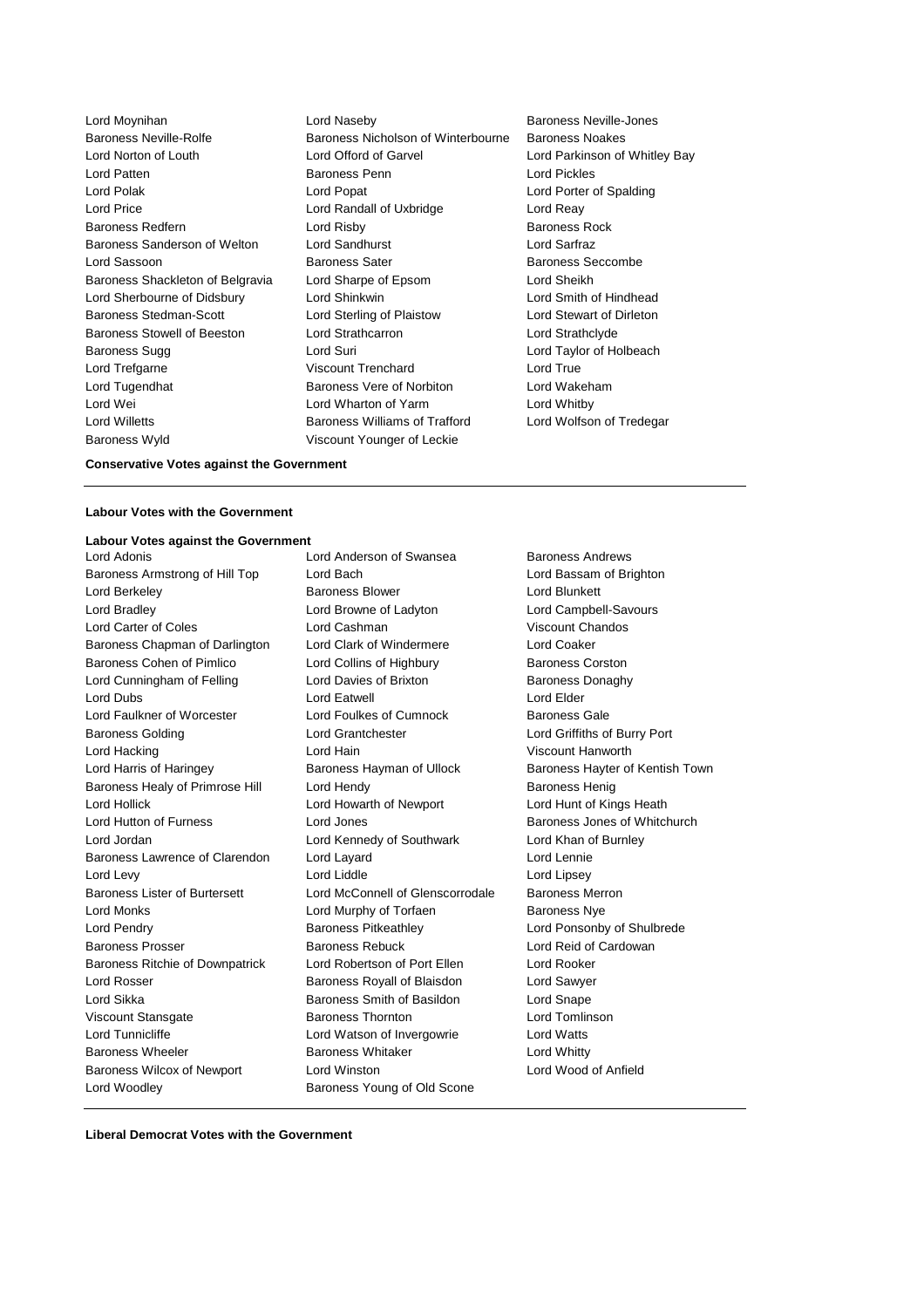Lord Moynihan
Lord Naseby
Baroness Neville-Jones
Baroness Neville-Rolfe
Baroness Nicholson of Winterbourne
Baroness Noakes
Lord Norton of Louth
Lord Offord of Garvel
Lord Parkinson of Whitley Bay
Lord Patten
Baroness Penn
Lord Pickles
Lord Polak
Lord Popat
Lord Porter of Spalding
Lord Price
Lord Randall of Uxbridge
Lord Reay
Baroness Redfern
Lord Risby
Baroness Rock
Baroness Sanderson of Welton
Lord Sandhurst
Lord Sarfraz
Lord Sassoon
Baroness Sater
Baroness Seccombe
Baroness Shackleton of Belgravia
Lord Sharpe of Epsom
Lord Sheikh
Lord Sherbourne of Didsbury
Lord Shinkwin
Lord Smith of Hindhead
Baroness Stedman-Scott
Lord Sterling of Plaistow
Lord Stewart of Dirleton
Baroness Stowell of Beeston
Lord Strathcarron
Lord Strathclyde
Baroness Sugg
Lord Suri
Lord Taylor of Holbeach
Lord Trefgarne
Viscount Trenchard
Lord True
Lord Tugendhat
Baroness Vere of Norbiton
Lord Wakeham
Lord Wei
Lord Wharton of Yarm
Lord Whitby
Lord Willetts
Baroness Williams of Trafford
Lord Wolfson of Tredegar
Baroness Wyld
Viscount Younger of Leckie

**Conservative Votes against the Government**

---

**Labour Votes with the Government**

**Labour Votes against the Government**

Lord Adonis
Lord Anderson of Swansea
Baroness Andrews
Baroness Armstrong of Hill Top
Lord Bach
Lord Bassam of Brighton
Lord Berkeley
Baroness Blower
Lord Blunkett
Lord Bradley
Lord Browne of Ladyton
Lord Campbell-Savours
Lord Carter of Coles
Lord Cashman
Viscount Chandos
Baroness Chapman of Darlington
Lord Clark of Windermere
Lord Coaker
Baroness Cohen of Pimlico
Lord Collins of Highbury
Baroness Corston
Lord Cunningham of Felling
Lord Davies of Brixton
Baroness Donaghy
Lord Dubs
Lord Eatwell
Lord Elder
Lord Faulkner of Worcester
Lord Foulkes of Cumnock
Baroness Gale
Baroness Golding
Lord Grantchester
Lord Griffiths of Burry Port
Lord Hacking
Lord Hain
Viscount Hanworth
Lord Harris of Haringey
Baroness Hayman of Ullock
Baroness Hayter of Kentish Town
Baroness Healy of Primrose Hill
Lord Hendy
Baroness Henig
Lord Hollick
Lord Howarth of Newport
Lord Hunt of Kings Heath
Lord Hutton of Furness
Lord Jones
Baroness Jones of Whitchurch
Lord Jordan
Lord Kennedy of Southwark
Lord Khan of Burnley
Baroness Lawrence of Clarendon
Lord Layard
Lord Lennie
Lord Levy
Lord Liddle
Lord Lipsey
Baroness Lister of Burtersett
Lord McConnell of Glenscorrodale
Baroness Merron
Lord Monks
Lord Murphy of Torfaen
Baroness Nye
Lord Pendry
Baroness Pitkeathley
Lord Ponsonby of Shulbrede
Baroness Prosser
Baroness Rebuck
Lord Reid of Cardowan
Baroness Ritchie of Downpatrick
Lord Robertson of Port Ellen
Lord Rooker
Lord Rosser
Baroness Royall of Blaisdon
Lord Sawyer
Lord Sikka
Baroness Smith of Basildon
Lord Snape
Viscount Stansgate
Baroness Thornton
Lord Tomlinson
Lord Tunnicliffe
Lord Watson of Invergowrie
Lord Watts
Baroness Wheeler
Baroness Whitaker
Lord Whitty
Baroness Wilcox of Newport
Lord Winston
Lord Wood of Anfield
Lord Woodley
Baroness Young of Old Scone

---

**Liberal Democrat Votes with the Government**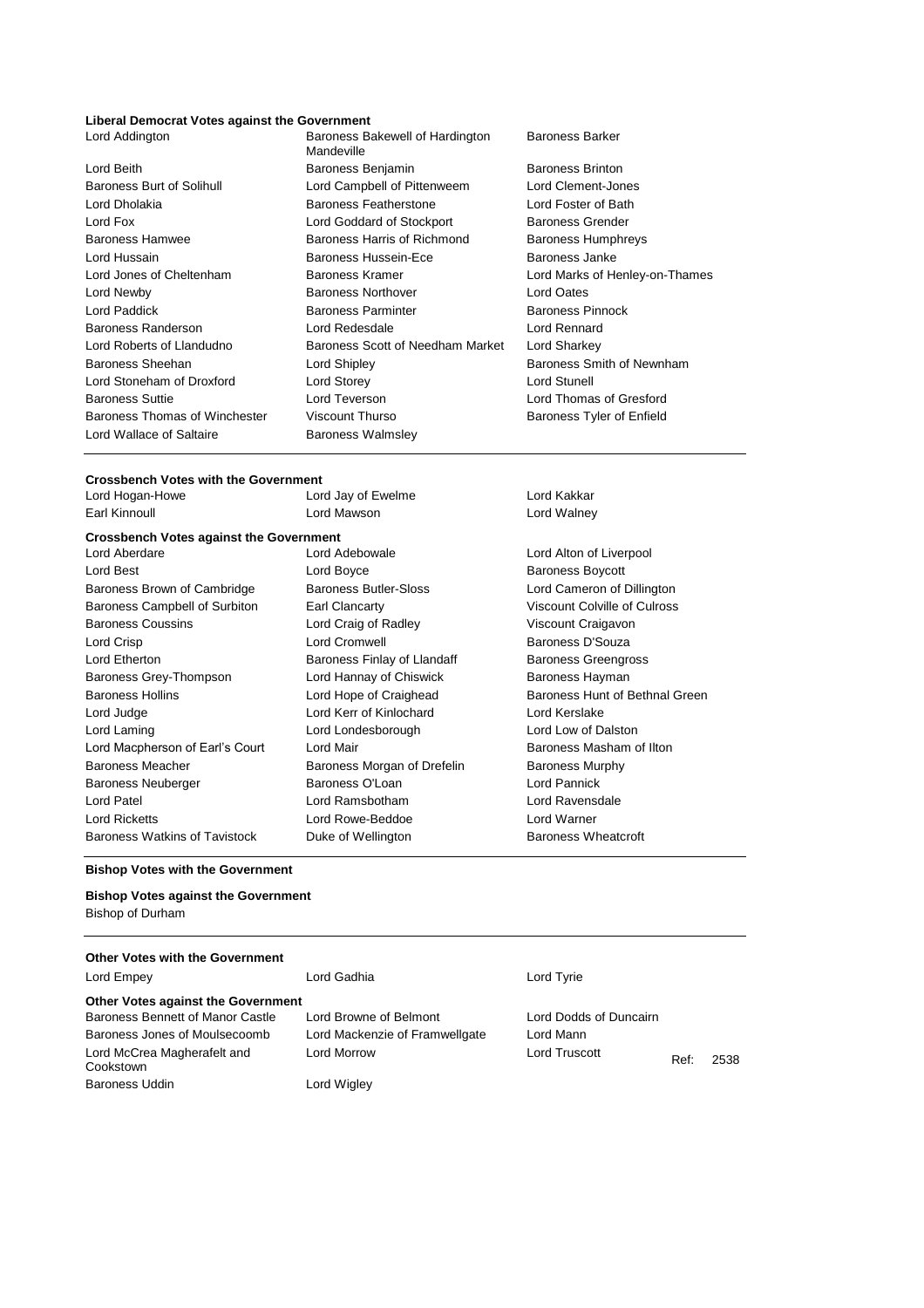**Liberal Democrat Votes against the Government**

| | | |
|---|---|---|
| Lord Addington | Baroness Bakewell of Hardington Mandeville | Baroness Barker |
| Lord Beith | Baroness Benjamin | Baroness Brinton |
| Baroness Burt of Solihull | Lord Campbell of Pittenweem | Lord Clement-Jones |
| Lord Dholakia | Baroness Featherstone | Lord Foster of Bath |
| Lord Fox | Lord Goddard of Stockport | Baroness Grender |
| Baroness Hamwee | Baroness Harris of Richmond | Baroness Humphreys |
| Lord Hussain | Baroness Hussein-Ece | Baroness Janke |
| Lord Jones of Cheltenham | Baroness Kramer | Lord Marks of Henley-on-Thames |
| Lord Newby | Baroness Northover | Lord Oates |
| Lord Paddick | Baroness Parminter | Baroness Pinnock |
| Baroness Randerson | Lord Redesdale | Lord Rennard |
| Lord Roberts of Llandudno | Baroness Scott of Needham Market | Lord Sharkey |
| Baroness Sheehan | Lord Shipley | Baroness Smith of Newnham |
| Lord Stoneham of Droxford | Lord Storey | Lord Stunell |
| Baroness Suttie | Lord Teverson | Lord Thomas of Gresford |
| Baroness Thomas of Winchester | Viscount Thurso | Baroness Tyler of Enfield |
| Lord Wallace of Saltaire | Baroness Walmsley | |

**Crossbench Votes with the Government**

| | | |
|---|---|---|
| Lord Hogan-Howe | Lord Jay of Ewelme | Lord Kakkar |
| Earl Kinnoull | Lord Mawson | Lord Walney |

**Crossbench Votes against the Government**

| | | |
|---|---|---|
| Lord Aberdare | Lord Adebowale | Lord Alton of Liverpool |
| Lord Best | Lord Boyce | Baroness Boycott |
| Baroness Brown of Cambridge | Baroness Butler-Sloss | Lord Cameron of Dillington |
| Baroness Campbell of Surbiton | Earl Clancarty | Viscount Colville of Culross |
| Baroness Coussins | Lord Craig of Radley | Viscount Craigavon |
| Lord Crisp | Lord Cromwell | Baroness D'Souza |
| Lord Etherton | Baroness Finlay of Llandaff | Baroness Greengross |
| Baroness Grey-Thompson | Lord Hannay of Chiswick | Baroness Hayman |
| Baroness Hollins | Lord Hope of Craighead | Baroness Hunt of Bethnal Green |
| Lord Judge | Lord Kerr of Kinlochard | Lord Kerslake |
| Lord Laming | Lord Londesborough | Lord Low of Dalston |
| Lord Macpherson of Earl's Court | Lord Mair | Baroness Masham of Ilton |
| Baroness Meacher | Baroness Morgan of Drefelin | Baroness Murphy |
| Baroness Neuberger | Baroness O'Loan | Lord Pannick |
| Lord Patel | Lord Ramsbotham | Lord Ravensdale |
| Lord Ricketts | Lord Rowe-Beddoe | Lord Warner |
| Baroness Watkins of Tavistock | Duke of Wellington | Baroness Wheatcroft |

**Bishop Votes with the Government**

**Bishop Votes against the Government**

Bishop of Durham

**Other Votes with the Government**

| | | |
|---|---|---|
| Lord Empey | Lord Gadhia | Lord Tyrie |

**Other Votes against the Government**

| | | |
|---|---|---|
| Baroness Bennett of Manor Castle | Lord Browne of Belmont | Lord Dodds of Duncairn |
| Baroness Jones of Moulsecoomb | Lord Mackenzie of Framwellgate | Lord Mann |
| Lord McCrea Magherafelt and Cookstown | Lord Morrow | Lord Truscott |
| Baroness Uddin | Lord Wigley | |

Ref: 2538